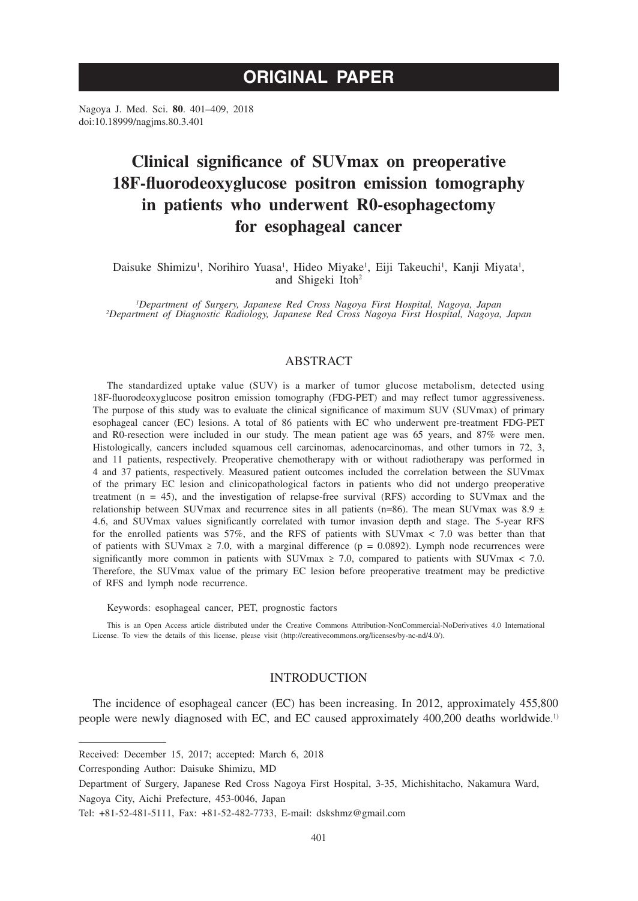ORIGINAL PAPER

Nagoya J. Med. Sci. **80**. 401–409, 2018
doi:10.18999/nagjms.80.3.401

# Clinical significance of SUVmax on preoperative 18F-fluorodeoxyglucose positron emission tomography in patients who underwent R0-esophagectomy for esophageal cancer

Daisuke Shimizu[1], Norihiro Yuasa[1], Hideo Miyake[1], Eiji Takeuchi[1], Kanji Miyata[1], and Shigeki Itoh[2]

*[1]Department of Surgery, Japanese Red Cross Nagoya First Hospital, Nagoya, Japan*
*[2]Department of Diagnostic Radiology, Japanese Red Cross Nagoya First Hospital, Nagoya, Japan*

## ABSTRACT

The standardized uptake value (SUV) is a marker of tumor glucose metabolism, detected using 18F-fluorodeoxyglucose positron emission tomography (FDG-PET) and may reflect tumor aggressiveness. The purpose of this study was to evaluate the clinical significance of maximum SUV (SUVmax) of primary esophageal cancer (EC) lesions. A total of 86 patients with EC who underwent pre-treatment FDG-PET and R0-resection were included in our study. The mean patient age was 65 years, and 87% were men. Histologically, cancers included squamous cell carcinomas, adenocarcinomas, and other tumors in 72, 3, and 11 patients, respectively. Preoperative chemotherapy with or without radiotherapy was performed in 4 and 37 patients, respectively. Measured patient outcomes included the correlation between the SUVmax of the primary EC lesion and clinicopathological factors in patients who did not undergo preoperative treatment ($n = 45$), and the investigation of relapse-free survival (RFS) according to SUVmax and the relationship between SUVmax and recurrence sites in all patients ($n=86$). The mean SUVmax was $8.9 \pm 4.6$, and SUVmax values significantly correlated with tumor invasion depth and stage. The 5-year RFS for the enrolled patients was 57%, and the RFS of patients with SUVmax $< 7.0$ was better than that of patients with SUVmax $\geq 7.0$, with a marginal difference ($p = 0.0892$). Lymph node recurrences were significantly more common in patients with SUVmax $\geq 7.0$, compared to patients with SUVmax $< 7.0$. Therefore, the SUVmax value of the primary EC lesion before preoperative treatment may be predictive of RFS and lymph node recurrence.

Keywords: esophageal cancer, PET, prognostic factors

This is an Open Access article distributed under the Creative Commons Attribution-NonCommercial-NoDerivatives 4.0 International License. To view the details of this license, please visit (http://creativecommons.org/licenses/by-nc-nd/4.0/).

## INTRODUCTION

The incidence of esophageal cancer (EC) has been increasing. In 2012, approximately 455,800 people were newly diagnosed with EC, and EC caused approximately 400,200 deaths worldwide.[1)]

---

Received: December 15, 2017; accepted: March 6, 2018

Corresponding Author: Daisuke Shimizu, MD

Department of Surgery, Japanese Red Cross Nagoya First Hospital, 3-35, Michishitacho, Nakamura Ward, Nagoya City, Aichi Prefecture, 453-0046, Japan

Tel: +81-52-481-5111, Fax: +81-52-482-7733, E-mail: dskshmz@gmail.com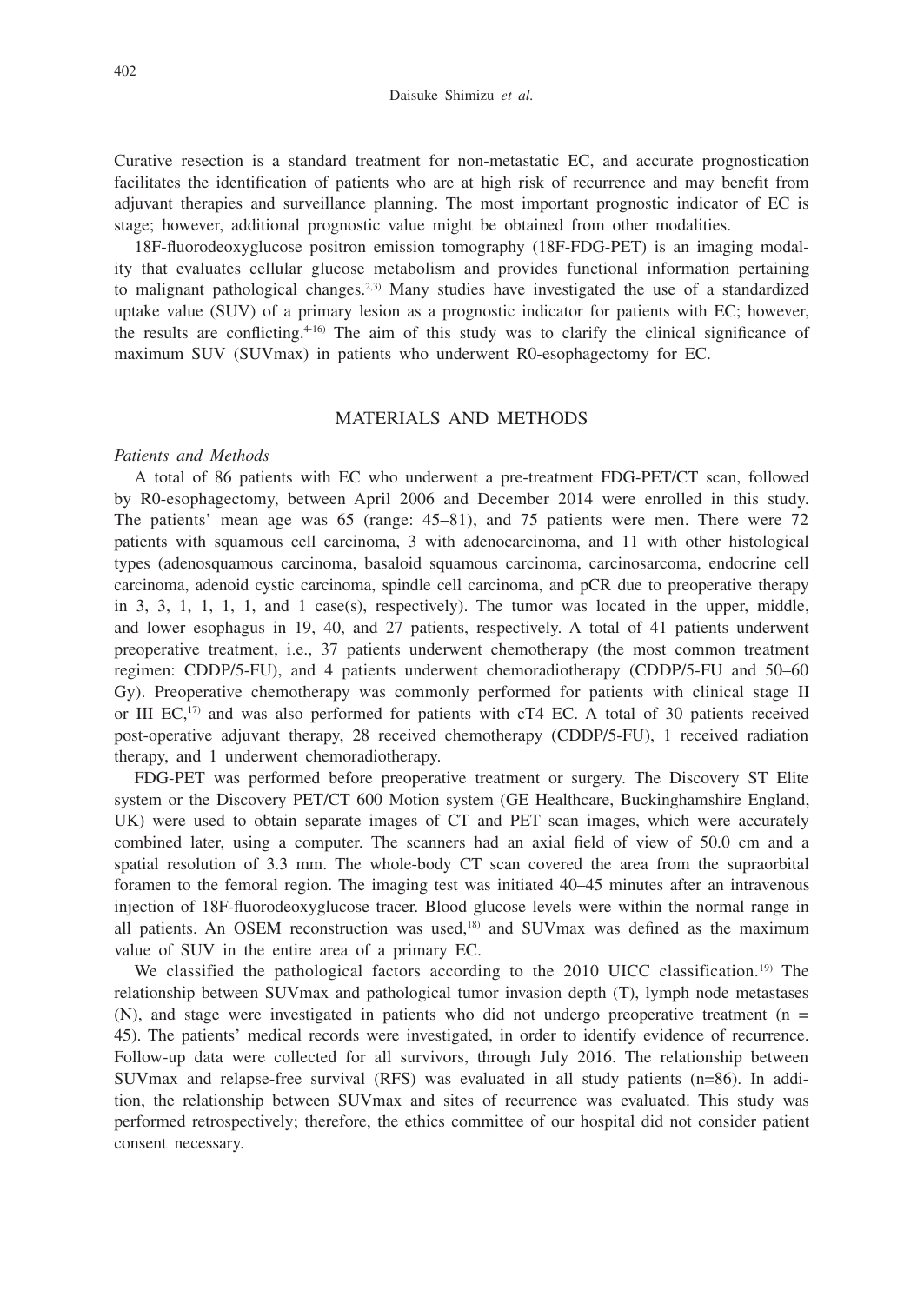Curative resection is a standard treatment for non-metastatic EC, and accurate prognostication facilitates the identification of patients who are at high risk of recurrence and may benefit from adjuvant therapies and surveillance planning. The most important prognostic indicator of EC is stage; however, additional prognostic value might be obtained from other modalities.

18F-fluorodeoxyglucose positron emission tomography (18F-FDG-PET) is an imaging modality that evaluates cellular glucose metabolism and provides functional information pertaining to malignant pathological changes.[2,3] Many studies have investigated the use of a standardized uptake value (SUV) of a primary lesion as a prognostic indicator for patients with EC; however, the results are conflicting.[4-16] The aim of this study was to clarify the clinical significance of maximum SUV (SUVmax) in patients who underwent R0-esophagectomy for EC.

## MATERIALS AND METHODS

### *Patients and Methods*

A total of 86 patients with EC who underwent a pre-treatment FDG-PET/CT scan, followed by R0-esophagectomy, between April 2006 and December 2014 were enrolled in this study. The patients' mean age was 65 (range: 45–81), and 75 patients were men. There were 72 patients with squamous cell carcinoma, 3 with adenocarcinoma, and 11 with other histological types (adenosquamous carcinoma, basaloid squamous carcinoma, carcinosarcoma, endocrine cell carcinoma, adenoid cystic carcinoma, spindle cell carcinoma, and pCR due to preoperative therapy in 3, 3, 1, 1, 1, 1, and 1 case(s), respectively). The tumor was located in the upper, middle, and lower esophagus in 19, 40, and 27 patients, respectively. A total of 41 patients underwent preoperative treatment, i.e., 37 patients underwent chemotherapy (the most common treatment regimen: CDDP/5-FU), and 4 patients underwent chemoradiotherapy (CDDP/5-FU and 50–60 Gy). Preoperative chemotherapy was commonly performed for patients with clinical stage II or III EC,[17] and was also performed for patients with cT4 EC. A total of 30 patients received post-operative adjuvant therapy, 28 received chemotherapy (CDDP/5-FU), 1 received radiation therapy, and 1 underwent chemoradiotherapy.

FDG-PET was performed before preoperative treatment or surgery. The Discovery ST Elite system or the Discovery PET/CT 600 Motion system (GE Healthcare, Buckinghamshire England, UK) were used to obtain separate images of CT and PET scan images, which were accurately combined later, using a computer. The scanners had an axial field of view of 50.0 cm and a spatial resolution of 3.3 mm. The whole-body CT scan covered the area from the supraorbital foramen to the femoral region. The imaging test was initiated 40–45 minutes after an intravenous injection of 18F-fluorodeoxyglucose tracer. Blood glucose levels were within the normal range in all patients. An OSEM reconstruction was used,[18] and SUVmax was defined as the maximum value of SUV in the entire area of a primary EC.

We classified the pathological factors according to the 2010 UICC classification.[19] The relationship between SUVmax and pathological tumor invasion depth (T), lymph node metastases (N), and stage were investigated in patients who did not undergo preoperative treatment (n = 45). The patients' medical records were investigated, in order to identify evidence of recurrence. Follow-up data were collected for all survivors, through July 2016. The relationship between SUVmax and relapse-free survival (RFS) was evaluated in all study patients (n=86). In addition, the relationship between SUVmax and sites of recurrence was evaluated. This study was performed retrospectively; therefore, the ethics committee of our hospital did not consider patient consent necessary.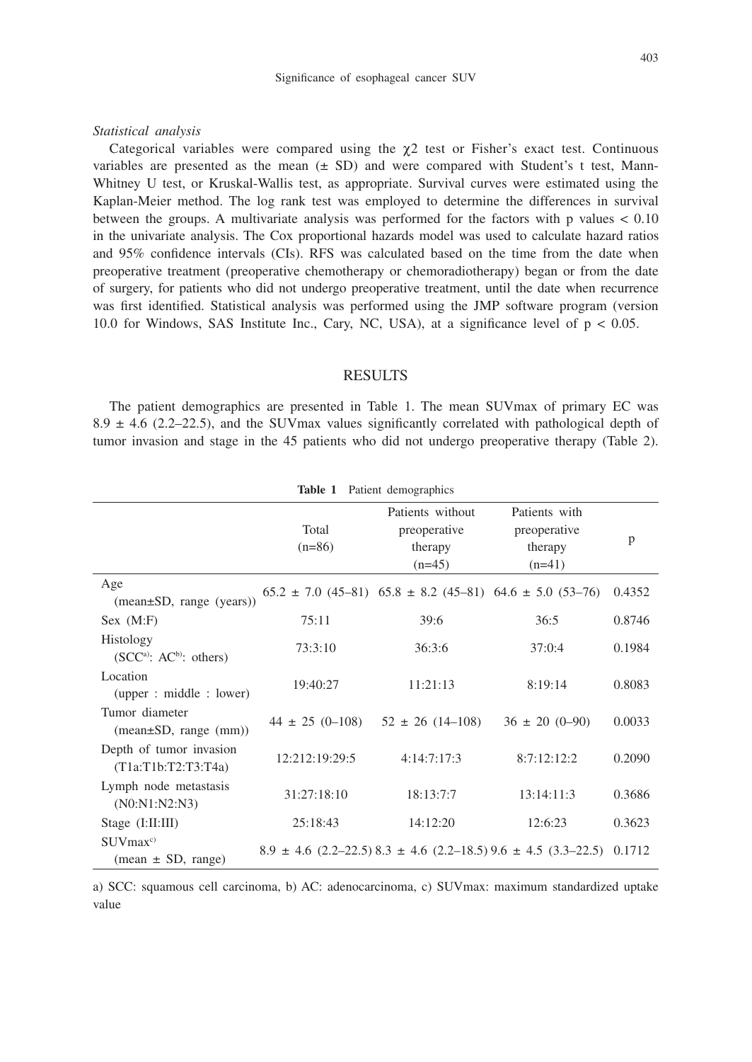*Statistical analysis*

Categorical variables were compared using the $\chi 2$ test or Fisher's exact test. Continuous variables are presented as the mean (± SD) and were compared with Student's t test, Mann-Whitney U test, or Kruskal-Wallis test, as appropriate. Survival curves were estimated using the Kaplan-Meier method. The log rank test was employed to determine the differences in survival between the groups. A multivariate analysis was performed for the factors with p values $< 0.10$ in the univariate analysis. The Cox proportional hazards model was used to calculate hazard ratios and 95% confidence intervals (CIs). RFS was calculated based on the time from the date when preoperative treatment (preoperative chemotherapy or chemoradiotherapy) began or from the date of surgery, for patients who did not undergo preoperative treatment, until the date when recurrence was first identified. Statistical analysis was performed using the JMP software program (version 10.0 for Windows, SAS Institute Inc., Cary, NC, USA), at a significance level of $p < 0.05$.

## RESULTS

The patient demographics are presented in Table 1. The mean SUVmax of primary EC was 8.9 ± 4.6 (2.2–22.5), and the SUVmax values significantly correlated with pathological depth of tumor invasion and stage in the 45 patients who did not undergo preoperative therapy (Table 2).

**Table 1** Patient demographics

| | Total (n=86) | Patients without preoperative therapy (n=45) | Patients with preoperative therapy (n=41) | p |
|---|---|---|---|---|
| Age (mean±SD, range (years)) | 65.2 ± 7.0 (45–81) | 65.8 ± 8.2 (45–81) | 64.6 ± 5.0 (53–76) | 0.4352 |
| Sex (M:F) | 75:11 | 39:6 | 36:5 | 0.8746 |
| Histology (SCC[a]: AC[b]: others) | 73:3:10 | 36:3:6 | 37:0:4 | 0.1984 |
| Location (upper : middle : lower) | 19:40:27 | 11:21:13 | 8:19:14 | 0.8083 |
| Tumor diameter (mean±SD, range (mm)) | 44 ± 25 (0–108) | 52 ± 26 (14–108) | 36 ± 20 (0–90) | 0.0033 |
| Depth of tumor invasion (T1a:T1b:T2:T3:T4a) | 12:212:19:29:5 | 4:14:7:17:3 | 8:7:12:12:2 | 0.2090 |
| Lymph node metastasis (N0:N1:N2:N3) | 31:27:18:10 | 18:13:7:7 | 13:14:11:3 | 0.3686 |
| Stage (I:II:III) | 25:18:43 | 14:12:20 | 12:6:23 | 0.3623 |
| SUVmax[c] (mean ± SD, range) | 8.9 ± 4.6 (2.2–22.5) | 8.3 ± 4.6 (2.2–18.5) | 9.6 ± 4.5 (3.3–22.5) | 0.1712 |

a) SCC: squamous cell carcinoma, b) AC: adenocarcinoma, c) SUVmax: maximum standardized uptake value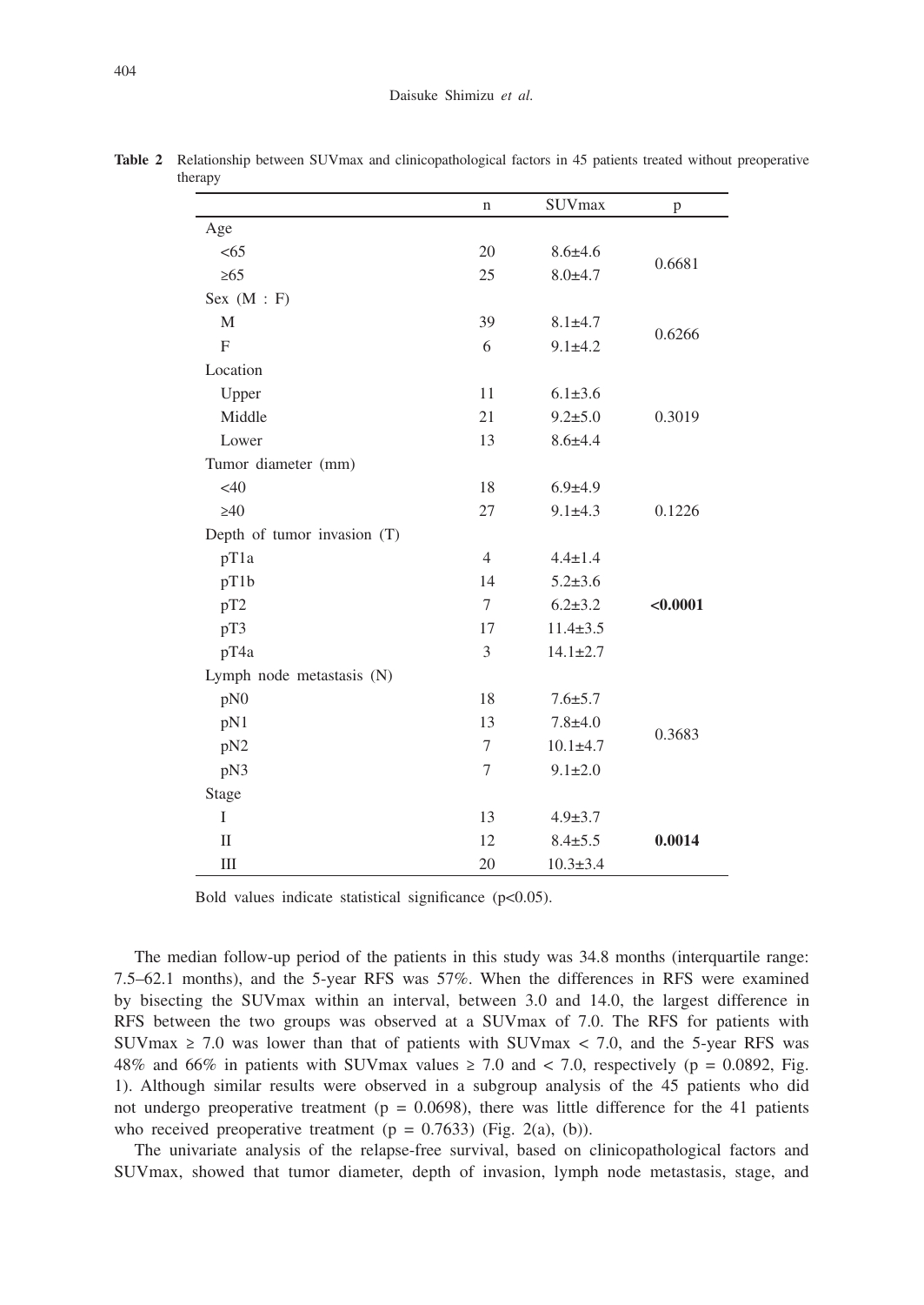**Table 2** Relationship between SUVmax and clinicopathological factors in 45 patients treated without preoperative therapy

| | n | SUVmax | p |
|---|---|---|---|
| Age | | | |
| <65 | 20 | 8.6±4.6 | 0.6681 |
| ≥65 | 25 | 8.0±4.7 | |
| Sex (M : F) | | | |
| M | 39 | 8.1±4.7 | 0.6266 |
| F | 6 | 9.1±4.2 | |
| Location | | | |
| Upper | 11 | 6.1±3.6 | |
| Middle | 21 | 9.2±5.0 | 0.3019 |
| Lower | 13 | 8.6±4.4 | |
| Tumor diameter (mm) | | | |
| <40 | 18 | 6.9±4.9 | |
| ≥40 | 27 | 9.1±4.3 | 0.1226 |
| Depth of tumor invasion (T) | | | |
| pT1a | 4 | 4.4±1.4 | |
| pT1b | 14 | 5.2±3.6 | |
| pT2 | 7 | 6.2±3.2 | **<0.0001** |
| pT3 | 17 | 11.4±3.5 | |
| pT4a | 3 | 14.1±2.7 | |
| Lymph node metastasis (N) | | | |
| pN0 | 18 | 7.6±5.7 | |
| pN1 | 13 | 7.8±4.0 | 0.3683 |
| pN2 | 7 | 10.1±4.7 | |
| pN3 | 7 | 9.1±2.0 | |
| Stage | | | |
| I | 13 | 4.9±3.7 | |
| II | 12 | 8.4±5.5 | **0.0014** |
| III | 20 | 10.3±3.4 | |

Bold values indicate statistical significance ($p<0.05$).

The median follow-up period of the patients in this study was 34.8 months (interquartile range: 7.5–62.1 months), and the 5-year RFS was 57%. When the differences in RFS were examined by bisecting the SUVmax within an interval, between 3.0 and 14.0, the largest difference in RFS between the two groups was observed at a SUVmax of 7.0. The RFS for patients with SUVmax ≥ 7.0 was lower than that of patients with SUVmax < 7.0, and the 5-year RFS was 48% and 66% in patients with SUVmax values ≥ 7.0 and < 7.0, respectively ($p = 0.0892$, Fig. 1). Although similar results were observed in a subgroup analysis of the 45 patients who did not undergo preoperative treatment ($p = 0.0698$), there was little difference for the 41 patients who received preoperative treatment ($p = 0.7633$) (Fig. 2(a), (b)).

The univariate analysis of the relapse-free survival, based on clinicopathological factors and SUVmax, showed that tumor diameter, depth of invasion, lymph node metastasis, stage, and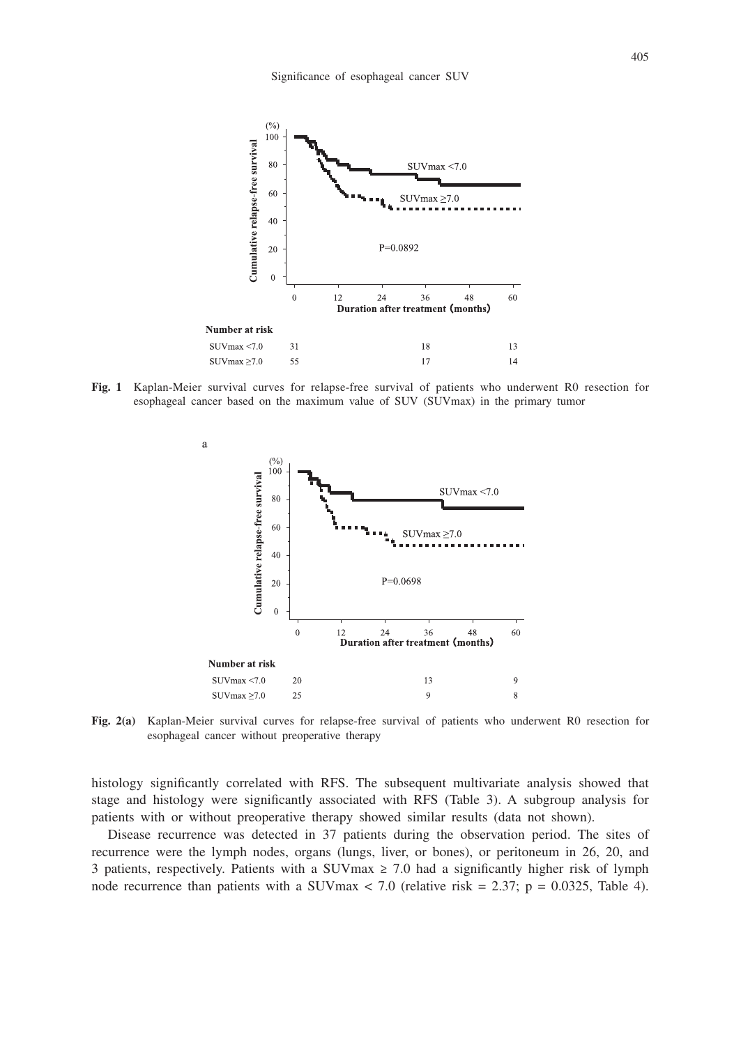Fig. 1 Kaplan-Meier survival curves for relapse-free survival of patients who underwent R0 resection for esophageal cancer based on the maximum value of SUV (SUVmax) in the primary tumor

| Number at risk | 0 | 36 | 60 |
|---|---|---|---|
| SUVmax <7.0 | 31 | 18 | 13 |
| SUVmax ≥7.0 | 55 | 17 | 14 |

Fig. 2(a) Kaplan-Meier survival curves for relapse-free survival of patients who underwent R0 resection for esophageal cancer without preoperative therapy

| Number at risk | 0 | 36 | 60 |
|---|---|---|---|
| SUVmax <7.0 | 20 | 13 | 9 |
| SUVmax ≥7.0 | 25 | 9 | 8 |

histology significantly correlated with RFS. The subsequent multivariate analysis showed that stage and histology were significantly associated with RFS (Table 3). A subgroup analysis for patients with or without preoperative therapy showed similar results (data not shown).

Disease recurrence was detected in 37 patients during the observation period. The sites of recurrence were the lymph nodes, organs (lungs, liver, or bones), or peritoneum in 26, 20, and 3 patients, respectively. Patients with a SUVmax $\geq$ 7.0 had a significantly higher risk of lymph node recurrence than patients with a SUVmax $<$ 7.0 (relative risk = 2.37; $p = 0.0325$, Table 4).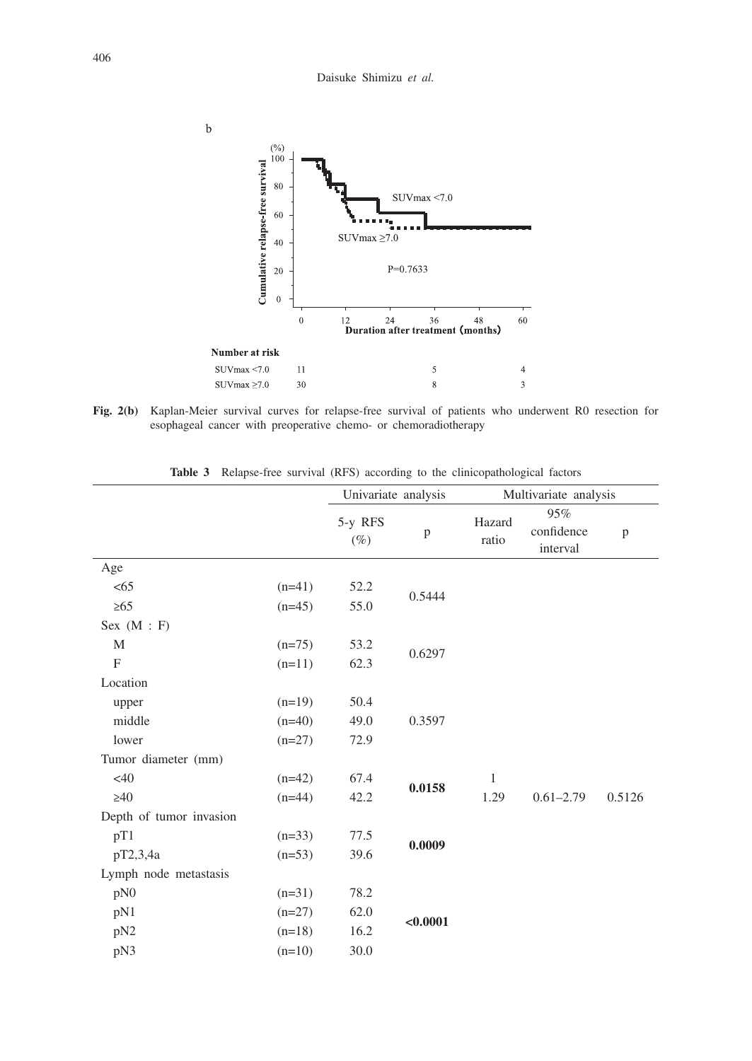b

Number at risk

| | 0 | 24 | 60 |
|---|---|---|---|
| SUVmax <7.0 | 11 | 5 | 4 |
| SUVmax ≥7.0 | 30 | 8 | 3 |

**Fig. 2(b)** Kaplan-Meier survival curves for relapse-free survival of patients who underwent R0 resection for esophageal cancer with preoperative chemo- or chemoradiotherapy

**Table 3** Relapse-free survival (RFS) according to the clinicopathological factors

| | | Univariate analysis | | Multivariate analysis | | |
|---|---|---|---|---|---|---|
| | | 5-y RFS (%) | p | Hazard ratio | 95% confidence interval | p |
| Age | | | | | | |
| <65 | (n=41) | 52.2 | 0.5444 | | | |
| ≥65 | (n=45) | 55.0 | | | | |
| Sex (M : F) | | | | | | |
| M | (n=75) | 53.2 | 0.6297 | | | |
| F | (n=11) | 62.3 | | | | |
| Location | | | | | | |
| upper | (n=19) | 50.4 | | | | |
| middle | (n=40) | 49.0 | 0.3597 | | | |
| lower | (n=27) | 72.9 | | | | |
| Tumor diameter (mm) | | | | | | |
| <40 | (n=42) | 67.4 | **0.0158** | 1 | | |
| ≥40 | (n=44) | 42.2 | | 1.29 | 0.61–2.79 | 0.5126 |
| Depth of tumor invasion | | | | | | |
| pT1 | (n=33) | 77.5 | **0.0009** | | | |
| pT2,3,4a | (n=53) | 39.6 | | | | |
| Lymph node metastasis | | | | | | |
| pN0 | (n=31) | 78.2 | | | | |
| pN1 | (n=27) | 62.0 | **<0.0001** | | | |
| pN2 | (n=18) | 16.2 | | | | |
| pN3 | (n=10) | 30.0 | | | | |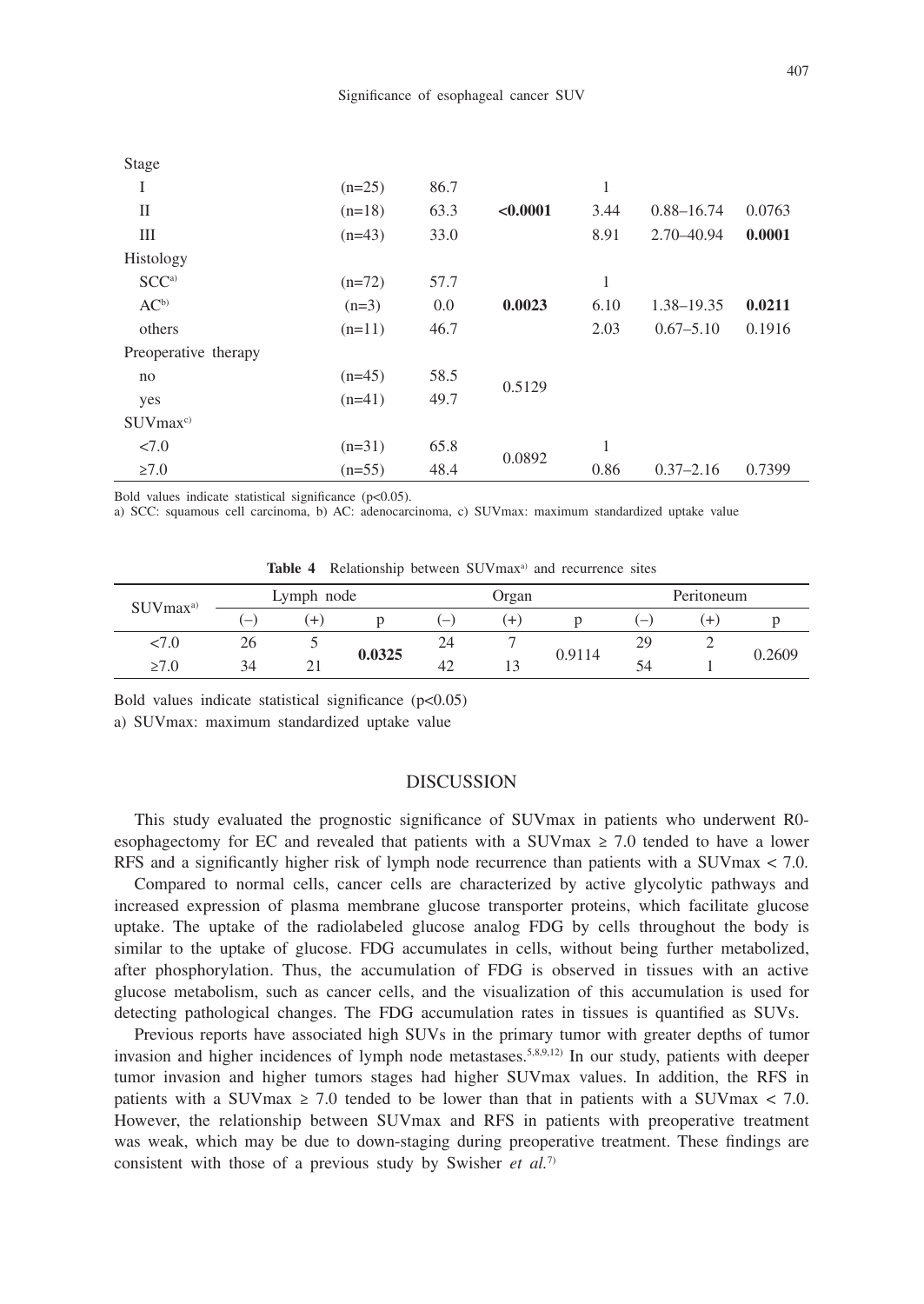| | | | | | | |
|---|---|---|---|---|---|---|
| Stage | | | | | | |
| I | (n=25) | 86.7 | | 1 | | |
| II | (n=18) | 63.3 | **<0.0001** | 3.44 | 0.88–16.74 | 0.0763 |
| III | (n=43) | 33.0 | | 8.91 | 2.70–40.94 | **0.0001** |
| Histology | | | | | | |
| SCC[a] | (n=72) | 57.7 | | 1 | | |
| AC[b] | (n=3) | 0.0 | **0.0023** | 6.10 | 1.38–19.35 | **0.0211** |
| others | (n=11) | 46.7 | | 2.03 | 0.67–5.10 | 0.1916 |
| Preoperative therapy | | | | | | |
| no | (n=45) | 58.5 | 0.5129 | | | |
| yes | (n=41) | 49.7 | | | | |
| SUVmax[c] | | | | | | |
| <7.0 | (n=31) | 65.8 | 0.0892 | 1 | | |
| ≥7.0 | (n=55) | 48.4 | | 0.86 | 0.37–2.16 | 0.7399 |

Bold values indicate statistical significance ($p<0.05$).

a) SCC: squamous cell carcinoma, b) AC: adenocarcinoma, c) SUVmax: maximum standardized uptake value

**Table 4** Relationship between SUVmax[a] and recurrence sites

| SUVmax[a] | Lymph node | | | Organ | | | Peritoneum | | |
|---|---|---|---|---|---|---|---|---|---|
| | (−) | (+) | p | (−) | (+) | p | (−) | (+) | p |
| <7.0 | 26 | 5 | **0.0325** | 24 | 7 | 0.9114 | 29 | 2 | 0.2609 |
| ≥7.0 | 34 | 21 | | 42 | 13 | | 54 | 1 | |

Bold values indicate statistical significance ($p<0.05$)

a) SUVmax: maximum standardized uptake value

## DISCUSSION

This study evaluated the prognostic significance of SUVmax in patients who underwent R0-esophagectomy for EC and revealed that patients with a SUVmax ≥ 7.0 tended to have a lower RFS and a significantly higher risk of lymph node recurrence than patients with a SUVmax < 7.0.

Compared to normal cells, cancer cells are characterized by active glycolytic pathways and increased expression of plasma membrane glucose transporter proteins, which facilitate glucose uptake. The uptake of the radiolabeled glucose analog FDG by cells throughout the body is similar to the uptake of glucose. FDG accumulates in cells, without being further metabolized, after phosphorylation. Thus, the accumulation of FDG is observed in tissues with an active glucose metabolism, such as cancer cells, and the visualization of this accumulation is used for detecting pathological changes. The FDG accumulation rates in tissues is quantified as SUVs.

Previous reports have associated high SUVs in the primary tumor with greater depths of tumor invasion and higher incidences of lymph node metastases.[5,8,9,12] In our study, patients with deeper tumor invasion and higher tumors stages had higher SUVmax values. In addition, the RFS in patients with a SUVmax ≥ 7.0 tended to be lower than that in patients with a SUVmax < 7.0. However, the relationship between SUVmax and RFS in patients with preoperative treatment was weak, which may be due to down-staging during preoperative treatment. These findings are consistent with those of a previous study by Swisher *et al.*[7]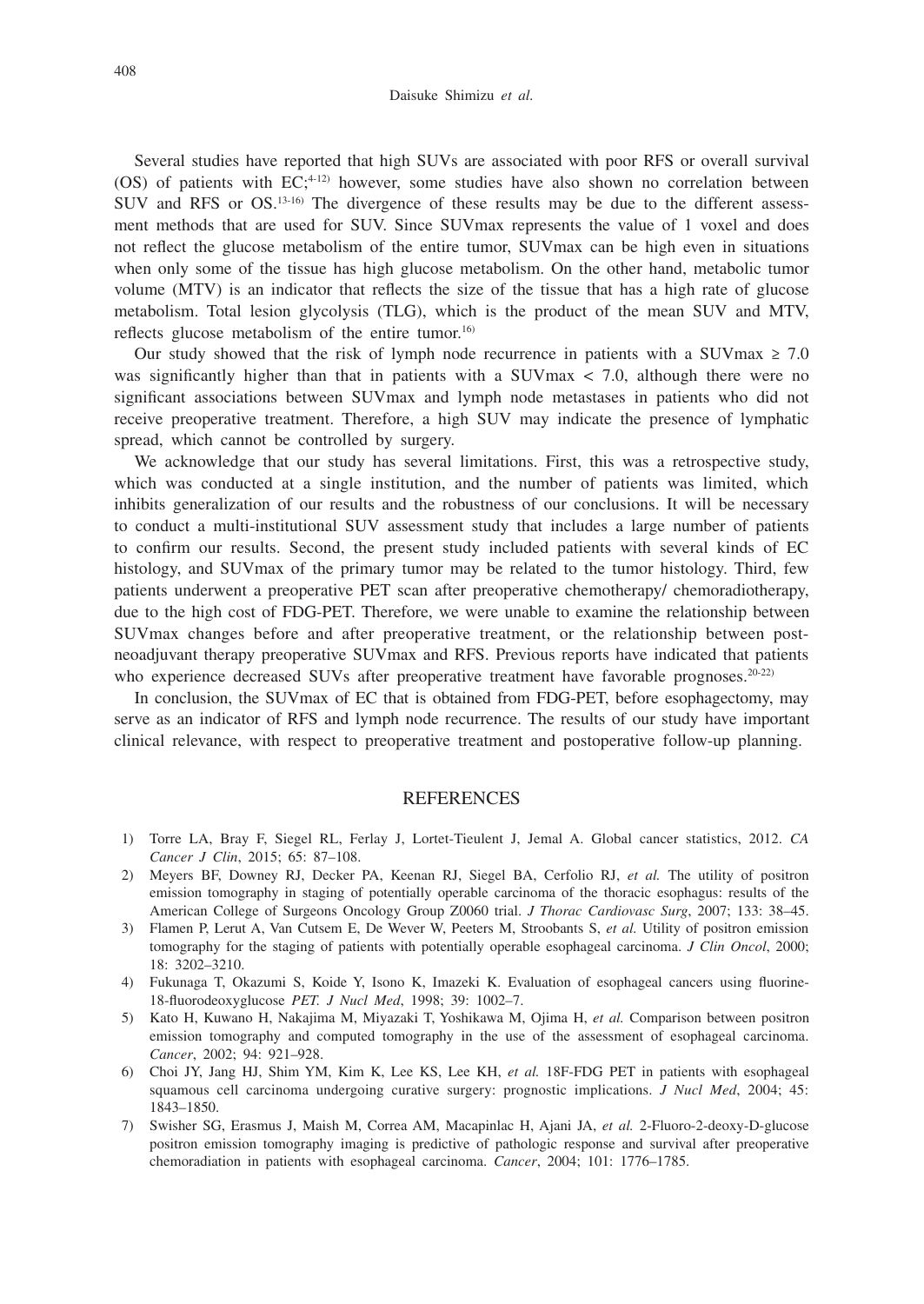Several studies have reported that high SUVs are associated with poor RFS or overall survival (OS) of patients with EC;[4-12] however, some studies have also shown no correlation between SUV and RFS or OS.[13-16] The divergence of these results may be due to the different assessment methods that are used for SUV. Since SUVmax represents the value of 1 voxel and does not reflect the glucose metabolism of the entire tumor, SUVmax can be high even in situations when only some of the tissue has high glucose metabolism. On the other hand, metabolic tumor volume (MTV) is an indicator that reflects the size of the tissue that has a high rate of glucose metabolism. Total lesion glycolysis (TLG), which is the product of the mean SUV and MTV, reflects glucose metabolism of the entire tumor.[16]

Our study showed that the risk of lymph node recurrence in patients with a SUVmax $\geq 7.0$ was significantly higher than that in patients with a SUVmax $< 7.0$, although there were no significant associations between SUVmax and lymph node metastases in patients who did not receive preoperative treatment. Therefore, a high SUV may indicate the presence of lymphatic spread, which cannot be controlled by surgery.

We acknowledge that our study has several limitations. First, this was a retrospective study, which was conducted at a single institution, and the number of patients was limited, which inhibits generalization of our results and the robustness of our conclusions. It will be necessary to conduct a multi-institutional SUV assessment study that includes a large number of patients to confirm our results. Second, the present study included patients with several kinds of EC histology, and SUVmax of the primary tumor may be related to the tumor histology. Third, few patients underwent a preoperative PET scan after preoperative chemotherapy/ chemoradiotherapy, due to the high cost of FDG-PET. Therefore, we were unable to examine the relationship between SUVmax changes before and after preoperative treatment, or the relationship between post-neoadjuvant therapy preoperative SUVmax and RFS. Previous reports have indicated that patients who experience decreased SUVs after preoperative treatment have favorable prognoses.[20-22]

In conclusion, the SUVmax of EC that is obtained from FDG-PET, before esophagectomy, may serve as an indicator of RFS and lymph node recurrence. The results of our study have important clinical relevance, with respect to preoperative treatment and postoperative follow-up planning.

## REFERENCES

1) Torre LA, Bray F, Siegel RL, Ferlay J, Lortet-Tieulent J, Jemal A. Global cancer statistics, 2012. *CA Cancer J Clin*, 2015; 65: 87–108.
2) Meyers BF, Downey RJ, Decker PA, Keenan RJ, Siegel BA, Cerfolio RJ, *et al.* The utility of positron emission tomography in staging of potentially operable carcinoma of the thoracic esophagus: results of the American College of Surgeons Oncology Group Z0060 trial. *J Thorac Cardiovasc Surg*, 2007; 133: 38–45.
3) Flamen P, Lerut A, Van Cutsem E, De Wever W, Peeters M, Stroobants S, *et al.* Utility of positron emission tomography for the staging of patients with potentially operable esophageal carcinoma. *J Clin Oncol*, 2000; 18: 3202–3210.
4) Fukunaga T, Okazumi S, Koide Y, Isono K, Imazeki K. Evaluation of esophageal cancers using fluorine-18-fluorodeoxyglucose *PET. J Nucl Med*, 1998; 39: 1002–7.
5) Kato H, Kuwano H, Nakajima M, Miyazaki T, Yoshikawa M, Ojima H, *et al.* Comparison between positron emission tomography and computed tomography in the use of the assessment of esophageal carcinoma. *Cancer*, 2002; 94: 921–928.
6) Choi JY, Jang HJ, Shim YM, Kim K, Lee KS, Lee KH, *et al.* 18F-FDG PET in patients with esophageal squamous cell carcinoma undergoing curative surgery: prognostic implications. *J Nucl Med*, 2004; 45: 1843–1850.
7) Swisher SG, Erasmus J, Maish M, Correa AM, Macapinlac H, Ajani JA, *et al.* 2-Fluoro-2-deoxy-D-glucose positron emission tomography imaging is predictive of pathologic response and survival after preoperative chemoradiation in patients with esophageal carcinoma. *Cancer*, 2004; 101: 1776–1785.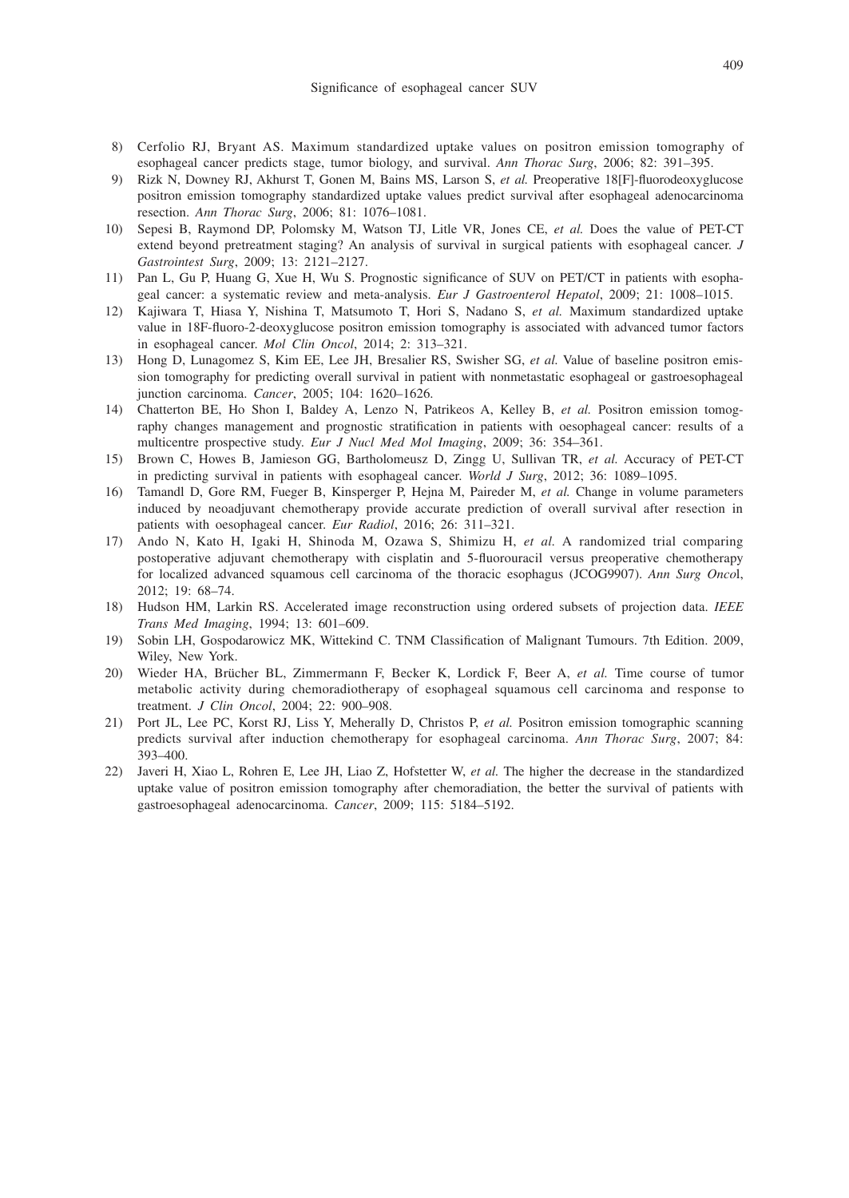8) Cerfolio RJ, Bryant AS. Maximum standardized uptake values on positron emission tomography of esophageal cancer predicts stage, tumor biology, and survival. *Ann Thorac Surg*, 2006; 82: 391–395.
9) Rizk N, Downey RJ, Akhurst T, Gonen M, Bains MS, Larson S, *et al.* Preoperative 18[F]-fluorodeoxyglucose positron emission tomography standardized uptake values predict survival after esophageal adenocarcinoma resection. *Ann Thorac Surg*, 2006; 81: 1076–1081.
10) Sepesi B, Raymond DP, Polomsky M, Watson TJ, Litle VR, Jones CE, *et al.* Does the value of PET-CT extend beyond pretreatment staging? An analysis of survival in surgical patients with esophageal cancer. *J Gastrointest Surg*, 2009; 13: 2121–2127.
11) Pan L, Gu P, Huang G, Xue H, Wu S. Prognostic significance of SUV on PET/CT in patients with esophageal cancer: a systematic review and meta-analysis. *Eur J Gastroenterol Hepatol*, 2009; 21: 1008–1015.
12) Kajiwara T, Hiasa Y, Nishina T, Matsumoto T, Hori S, Nadano S, *et al.* Maximum standardized uptake value in 18F-fluoro-2-deoxyglucose positron emission tomography is associated with advanced tumor factors in esophageal cancer. *Mol Clin Oncol*, 2014; 2: 313–321.
13) Hong D, Lunagomez S, Kim EE, Lee JH, Bresalier RS, Swisher SG, *et al.* Value of baseline positron emission tomography for predicting overall survival in patient with nonmetastatic esophageal or gastroesophageal junction carcinoma. *Cancer*, 2005; 104: 1620–1626.
14) Chatterton BE, Ho Shon I, Baldey A, Lenzo N, Patrikeos A, Kelley B, *et al.* Positron emission tomography changes management and prognostic stratification in patients with oesophageal cancer: results of a multicentre prospective study. *Eur J Nucl Med Mol Imaging*, 2009; 36: 354–361.
15) Brown C, Howes B, Jamieson GG, Bartholomeusz D, Zingg U, Sullivan TR, *et al.* Accuracy of PET-CT in predicting survival in patients with esophageal cancer. *World J Surg*, 2012; 36: 1089–1095.
16) Tamandl D, Gore RM, Fueger B, Kinsperger P, Hejna M, Paireder M, *et al.* Change in volume parameters induced by neoadjuvant chemotherapy provide accurate prediction of overall survival after resection in patients with oesophageal cancer. *Eur Radiol*, 2016; 26: 311–321.
17) Ando N, Kato H, Igaki H, Shinoda M, Ozawa S, Shimizu H, *et al.* A randomized trial comparing postoperative adjuvant chemotherapy with cisplatin and 5-fluorouracil versus preoperative chemotherapy for localized advanced squamous cell carcinoma of the thoracic esophagus (JCOG9907). *Ann Surg Oncol*, 2012; 19: 68–74.
18) Hudson HM, Larkin RS. Accelerated image reconstruction using ordered subsets of projection data. *IEEE Trans Med Imaging*, 1994; 13: 601–609.
19) Sobin LH, Gospodarowicz MK, Wittekind C. TNM Classification of Malignant Tumours. 7th Edition. 2009, Wiley, New York.
20) Wieder HA, Brücher BL, Zimmermann F, Becker K, Lordick F, Beer A, *et al.* Time course of tumor metabolic activity during chemoradiotherapy of esophageal squamous cell carcinoma and response to treatment. *J Clin Oncol*, 2004; 22: 900–908.
21) Port JL, Lee PC, Korst RJ, Liss Y, Meherally D, Christos P, *et al.* Positron emission tomographic scanning predicts survival after induction chemotherapy for esophageal carcinoma. *Ann Thorac Surg*, 2007; 84: 393–400.
22) Javeri H, Xiao L, Rohren E, Lee JH, Liao Z, Hofstetter W, *et al.* The higher the decrease in the standardized uptake value of positron emission tomography after chemoradiation, the better the survival of patients with gastroesophageal adenocarcinoma. *Cancer*, 2009; 115: 5184–5192.